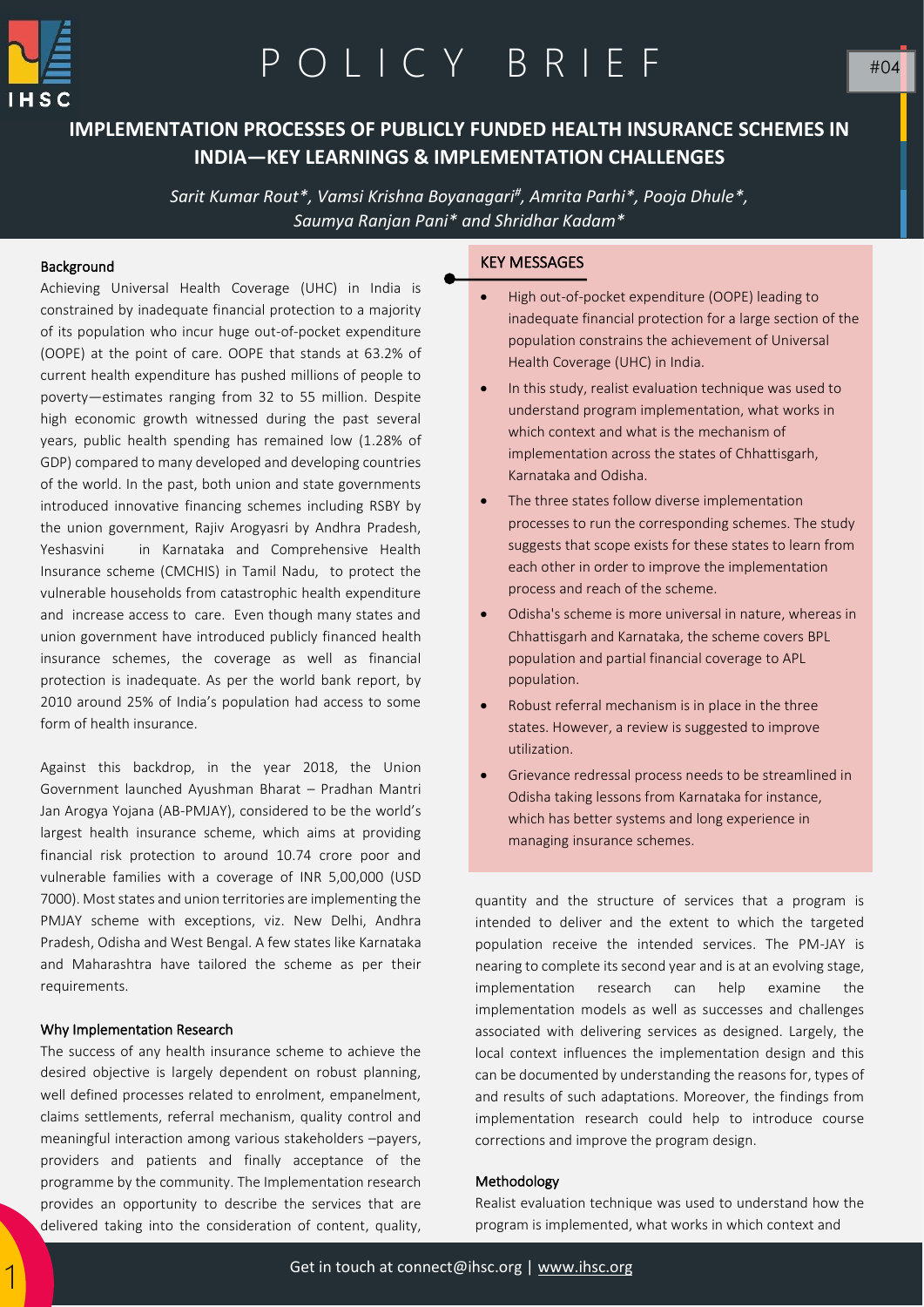# POLICY BRIEF

#04

## IMPLEMENTATION PROCESSES OF PUBLICLY FUNDED HEALTH INSURANCE SCHEMES IN INDIA—KEY LEARNINGS & IMPLEMENTATION CHALLENGES

*Sarit Kumar Rout*, Vamsi Krishna Boyanagari#, Amrita Parhi*, Pooja Dhule*, Saumya Ranjan Pani* and Shridhar Kadam**

### Background

Achieving Universal Health Coverage (UHC) in India is constrained by inadequate financial protection to a majority of its population who incur huge out-of-pocket expenditure (OOPE) at the point of care. OOPE that stands at 63.2% of current health expenditure has pushed millions of people to poverty—estimates ranging from 32 to 55 million. Despite high economic growth witnessed during the past several years, public health spending has remained low (1.28% of GDP) compared to many developed and developing countries of the world. In the past, both union and state governments introduced innovative financing schemes including RSBY by the union government, Rajiv Arogyasri by Andhra Pradesh, Yeshasvini in Karnataka and Comprehensive Health Insurance scheme (CMCHIS) in Tamil Nadu, to protect the vulnerable households from catastrophic health expenditure and increase access to care. Even though many states and union government have introduced publicly financed health insurance schemes, the coverage as well as financial protection is inadequate. As per the world bank report, by 2010 around 25% of India's population had access to some form of health insurance.

Against this backdrop, in the year 2018, the Union Government launched Ayushman Bharat – Pradhan Mantri Jan Arogya Yojana (AB-PMJAY), considered to be the world's largest health insurance scheme, which aims at providing financial risk protection to around 10.74 crore poor and vulnerable families with a coverage of INR 5,00,000 (USD 7000). Most states and union territories are implementing the PMJAY scheme with exceptions, viz. New Delhi, Andhra Pradesh, Odisha and West Bengal. A few states like Karnataka and Maharashtra have tailored the scheme as per their requirements.

### KEY MESSAGES

- High out-of-pocket expenditure (OOPE) leading to inadequate financial protection for a large section of the population constrains the achievement of Universal Health Coverage (UHC) in India.
- In this study, realist evaluation technique was used to understand program implementation, what works in which context and what is the mechanism of implementation across the states of Chhattisgarh, Karnataka and Odisha.
- The three states follow diverse implementation processes to run the corresponding schemes. The study suggests that scope exists for these states to learn from each other in order to improve the implementation process and reach of the scheme.
- Odisha's scheme is more universal in nature, whereas in Chhattisgarh and Karnataka, the scheme covers BPL population and partial financial coverage to APL population.
- Robust referral mechanism is in place in the three states. However, a review is suggested to improve utilization.
- Grievance redressal process needs to be streamlined in Odisha taking lessons from Karnataka for instance, which has better systems and long experience in managing insurance schemes.

### Why Implementation Research

The success of any health insurance scheme to achieve the desired objective is largely dependent on robust planning, well defined processes related to enrolment, empanelment, claims settlements, referral mechanism, quality control and meaningful interaction among various stakeholders –payers, providers and patients and finally acceptance of the programme by the community. The Implementation research provides an opportunity to describe the services that are delivered taking into the consideration of content, quality, quantity and the structure of services that a program is intended to deliver and the extent to which the targeted population receive the intended services. The PM-JAY is nearing to complete its second year and is at an evolving stage, implementation research can help examine the implementation models as well as successes and challenges associated with delivering services as designed. Largely, the local context influences the implementation design and this can be documented by understanding the reasons for, types of and results of such adaptations. Moreover, the findings from implementation research could help to introduce course corrections and improve the program design.

### Methodology

Realist evaluation technique was used to understand how the program is implemented, what works in which context and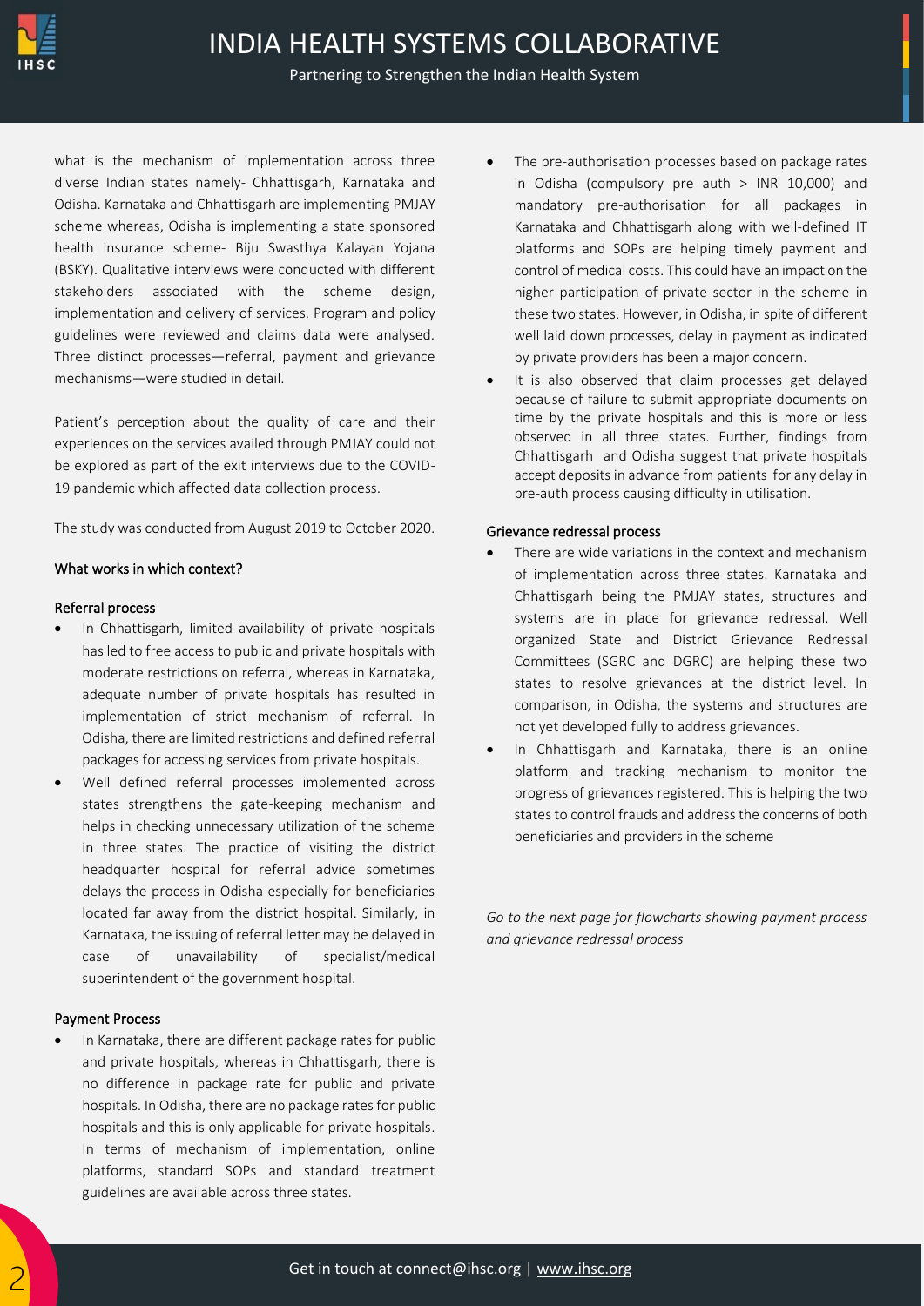what is the mechanism of implementation across three diverse Indian states namely- Chhattisgarh, Karnataka and Odisha. Karnataka and Chhattisgarh are implementing PMJAY scheme whereas, Odisha is implementing a state sponsored health insurance scheme- Biju Swasthya Kalayan Yojana (BSKY). Qualitative interviews were conducted with different stakeholders associated with the scheme design, implementation and delivery of services. Program and policy guidelines were reviewed and claims data were analysed. Three distinct processes—referral, payment and grievance mechanisms—were studied in detail.

Patient's perception about the quality of care and their experiences on the services availed through PMJAY could not be explored as part of the exit interviews due to the COVID-19 pandemic which affected data collection process.

The study was conducted from August 2019 to October 2020.

### What works in which context?

#### Referral process

- In Chhattisgarh, limited availability of private hospitals has led to free access to public and private hospitals with moderate restrictions on referral, whereas in Karnataka, adequate number of private hospitals has resulted in implementation of strict mechanism of referral. In Odisha, there are limited restrictions and defined referral packages for accessing services from private hospitals.
- Well defined referral processes implemented across states strengthens the gate-keeping mechanism and helps in checking unnecessary utilization of the scheme in three states. The practice of visiting the district headquarter hospital for referral advice sometimes delays the process in Odisha especially for beneficiaries located far away from the district hospital. Similarly, in Karnataka, the issuing of referral letter may be delayed in case of unavailability of specialist/medical superintendent of the government hospital.

#### Payment Process

- In Karnataka, there are different package rates for public and private hospitals, whereas in Chhattisgarh, there is no difference in package rate for public and private hospitals. In Odisha, there are no package rates for public hospitals and this is only applicable for private hospitals. In terms of mechanism of implementation, online platforms, standard SOPs and standard treatment guidelines are available across three states.
- The pre-authorisation processes based on package rates in Odisha (compulsory pre auth > INR 10,000) and mandatory pre-authorisation for all packages in Karnataka and Chhattisgarh along with well-defined IT platforms and SOPs are helping timely payment and control of medical costs. This could have an impact on the higher participation of private sector in the scheme in these two states. However, in Odisha, in spite of different well laid down processes, delay in payment as indicated by private providers has been a major concern.
- It is also observed that claim processes get delayed because of failure to submit appropriate documents on time by the private hospitals and this is more or less observed in all three states. Further, findings from Chhattisgarh and Odisha suggest that private hospitals accept deposits in advance from patients for any delay in pre-auth process causing difficulty in utilisation.

#### Grievance redressal process

- There are wide variations in the context and mechanism of implementation across three states. Karnataka and Chhattisgarh being the PMJAY states, structures and systems are in place for grievance redressal. Well organized State and District Grievance Redressal Committees (SGRC and DGRC) are helping these two states to resolve grievances at the district level. In comparison, in Odisha, the systems and structures are not yet developed fully to address grievances.
- In Chhattisgarh and Karnataka, there is an online platform and tracking mechanism to monitor the progress of grievances registered. This is helping the two states to control frauds and address the concerns of both beneficiaries and providers in the scheme

*Go to the next page for flowcharts showing payment process and grievance redressal process*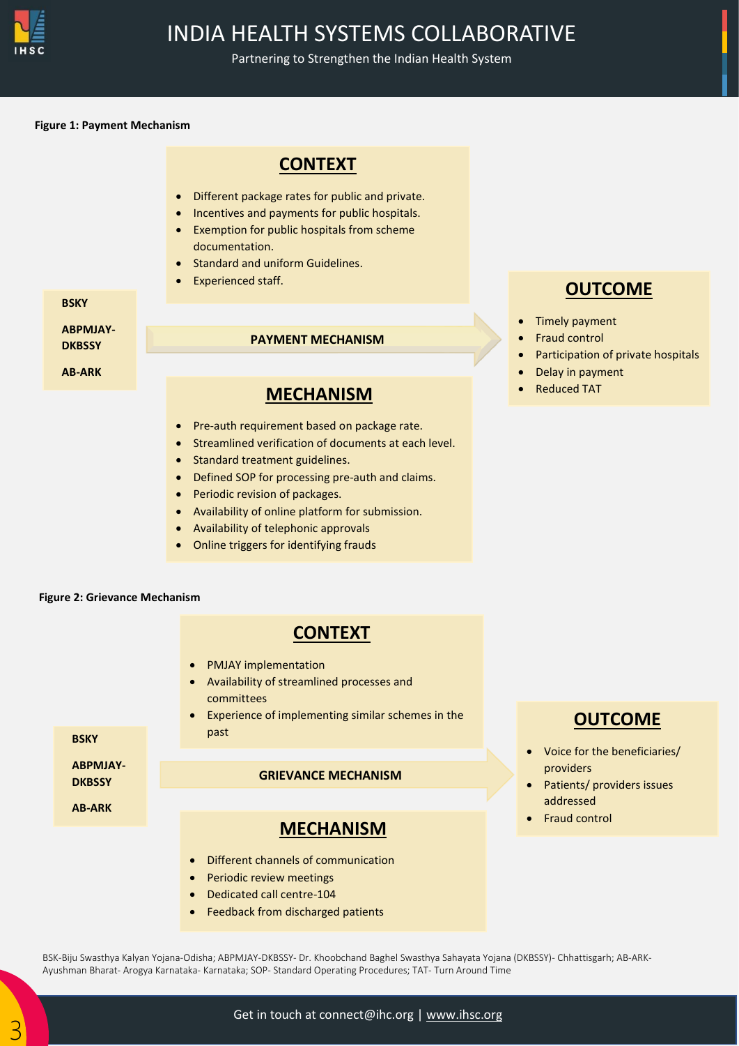**Figure 1: Payment Mechanism**

**BSKY**

**ABPMJAY-DKBSSY**

**AB-ARK**

**PAYMENT MECHANISM**

## CONTEXT

- Different package rates for public and private.
- Incentives and payments for public hospitals.
- Exemption for public hospitals from scheme documentation.
- Standard and uniform Guidelines.
- Experienced staff.

## MECHANISM

- Pre-auth requirement based on package rate.
- Streamlined verification of documents at each level.
- Standard treatment guidelines.
- Defined SOP for processing pre-auth and claims.
- Periodic revision of packages.
- Availability of online platform for submission.
- Availability of telephonic approvals
- Online triggers for identifying frauds

## OUTCOME

- Timely payment
- Fraud control
- Participation of private hospitals
- Delay in payment
- Reduced TAT

**Figure 2: Grievance Mechanism**

**BSKY**

**ABPMJAY-DKBSSY**

**AB-ARK**

**GRIEVANCE MECHANISM**

## CONTEXT

- PMJAY implementation
- Availability of streamlined processes and committees
- Experience of implementing similar schemes in the past

## MECHANISM

- Different channels of communication
- Periodic review meetings
- Dedicated call centre-104
- Feedback from discharged patients

## OUTCOME

- Voice for the beneficiaries/ providers
- Patients/ providers issues addressed
- Fraud control

BSK-Biju Swasthya Kalyan Yojana-Odisha; ABPMJAY-DKBSSY- Dr. Khoobchand Baghel Swasthya Sahayata Yojana (DKBSSY)- Chhattisgarh; AB-ARK-Ayushman Bharat- Arogya Karnataka- Karnataka; SOP- Standard Operating Procedures; TAT- Turn Around Time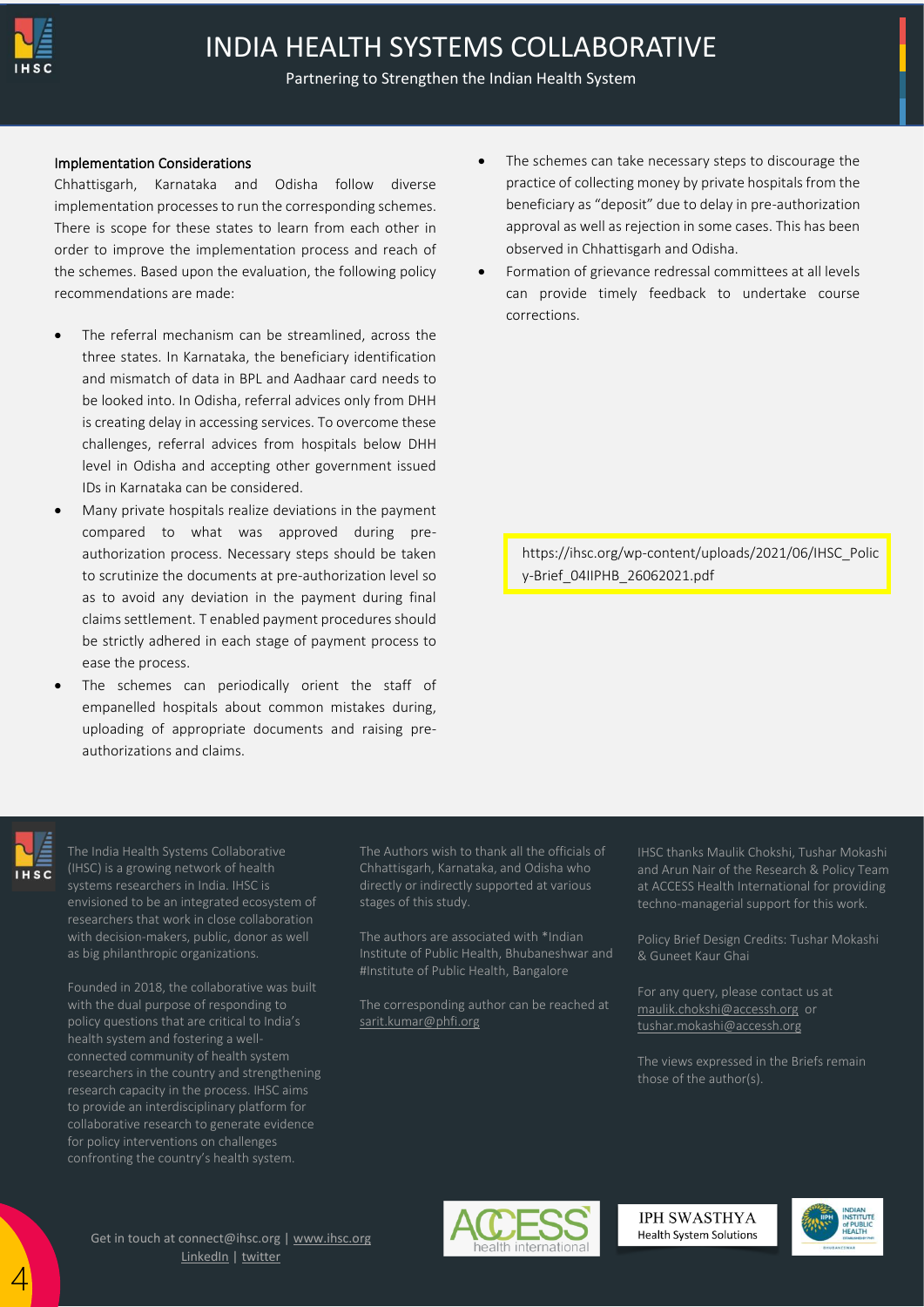### Implementation Considerations

Chhattisgarh, Karnataka and Odisha follow diverse implementation processes to run the corresponding schemes. There is scope for these states to learn from each other in order to improve the implementation process and reach of the schemes. Based upon the evaluation, the following policy recommendations are made:

- The referral mechanism can be streamlined, across the three states. In Karnataka, the beneficiary identification and mismatch of data in BPL and Aadhaar card needs to be looked into. In Odisha, referral advices only from DHH is creating delay in accessing services. To overcome these challenges, referral advices from hospitals below DHH level in Odisha and accepting other government issued IDs in Karnataka can be considered.
- Many private hospitals realize deviations in the payment compared to what was approved during pre-authorization process. Necessary steps should be taken to scrutinize the documents at pre-authorization level so as to avoid any deviation in the payment during final claims settlement. T enabled payment procedures should be strictly adhered in each stage of payment process to ease the process.
- The schemes can periodically orient the staff of empanelled hospitals about common mistakes during, uploading of appropriate documents and raising pre-authorizations and claims.
- The schemes can take necessary steps to discourage the practice of collecting money by private hospitals from the beneficiary as "deposit" due to delay in pre-authorization approval as well as rejection in some cases. This has been observed in Chhattisgarh and Odisha.
- Formation of grievance redressal committees at all levels can provide timely feedback to undertake course corrections.

https://ihsc.org/wp-content/uploads/2021/06/IHSC_Policy-Brief_04IIPHB_26062021.pdf

The India Health Systems Collaborative (IHSC) is a growing network of health systems researchers in India. IHSC is envisioned to be an integrated ecosystem of researchers that work in close collaboration with decision-makers, public, donor as well as big philanthropic organizations.

Founded in 2018, the collaborative was built with the dual purpose of responding to policy questions that are critical to India's health system and fostering a well-connected community of health system researchers in the country and strengthening research capacity in the process. IHSC aims to provide an interdisciplinary platform for collaborative research to generate evidence for policy interventions on challenges confronting the country's health system.

The Authors wish to thank all the officials of Chhattisgarh, Karnataka, and Odisha who directly or indirectly supported at various stages of this study.

The authors are associated with *Indian Institute of Public Health, Bhubaneshwar and #Institute of Public Health, Bangalore

The corresponding author can be reached at sarit.kumar@phfi.org

IHSC thanks Maulik Chokshi, Tushar Mokashi and Arun Nair of the Research & Policy Team at ACCESS Health International for providing techno-managerial support for this work.

Policy Brief Design Credits: Tushar Mokashi & Guneet Kaur Ghai

For any query, please contact us at maulik.chokshi@accessh.org or tushar.mokashi@accessh.org

The views expressed in the Briefs remain those of the author(s).

Get in touch at connect@ihsc.org | www.ihsc.org
LinkedIn | twitter